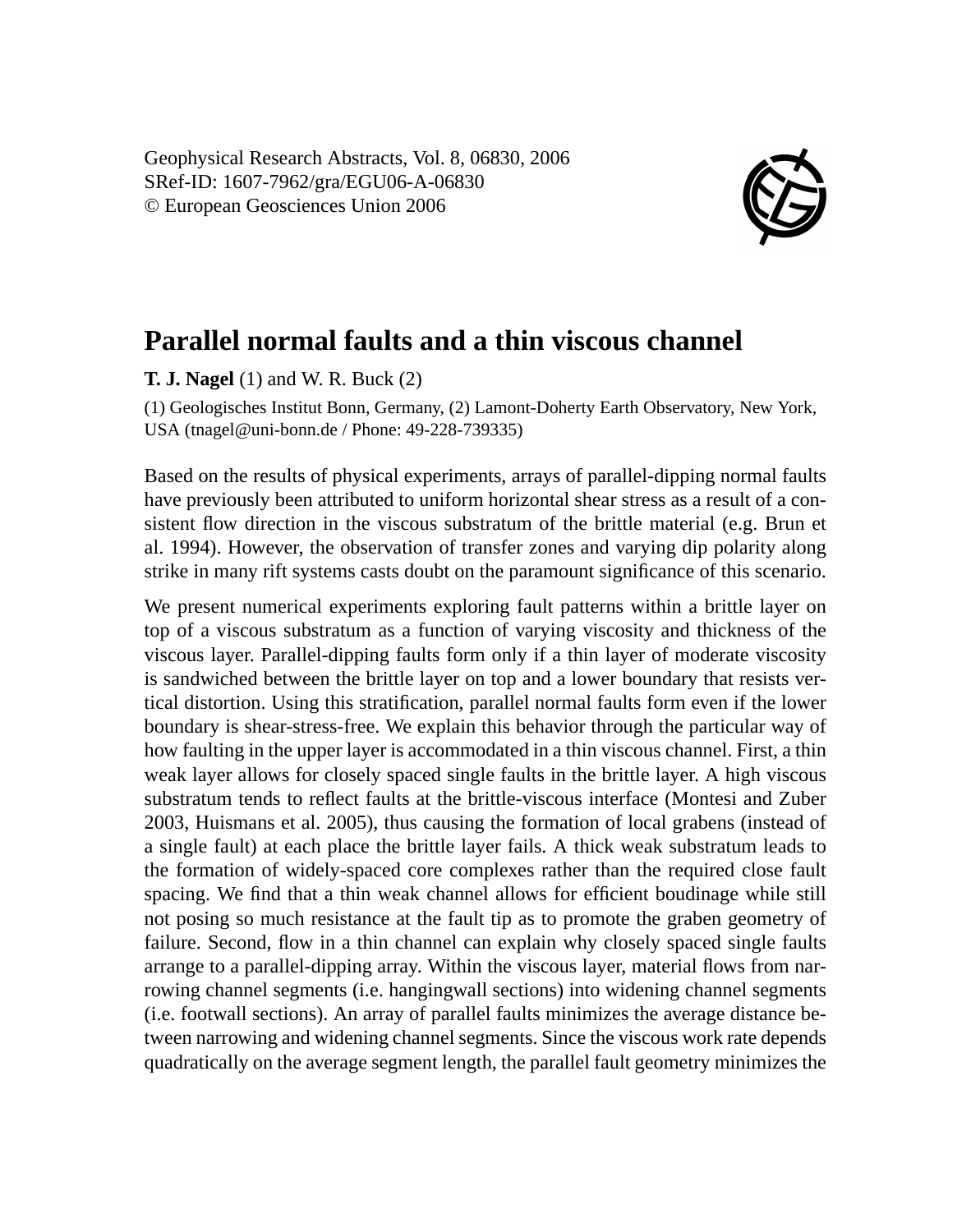Geophysical Research Abstracts, Vol. 8, 06830, 2006
SRef-ID: 1607-7962/gra/EGU06-A-06830
© European Geosciences Union 2006

# Parallel normal faults and a thin viscous channel

**T. J. Nagel** (1) and W. R. Buck (2)

(1) Geologisches Institut Bonn, Germany, (2) Lamont-Doherty Earth Observatory, New York, USA (tnagel@uni-bonn.de / Phone: 49-228-739335)

Based on the results of physical experiments, arrays of parallel-dipping normal faults have previously been attributed to uniform horizontal shear stress as a result of a consistent flow direction in the viscous substratum of the brittle material (e.g. Brun et al. 1994). However, the observation of transfer zones and varying dip polarity along strike in many rift systems casts doubt on the paramount significance of this scenario.

We present numerical experiments exploring fault patterns within a brittle layer on top of a viscous substratum as a function of varying viscosity and thickness of the viscous layer. Parallel-dipping faults form only if a thin layer of moderate viscosity is sandwiched between the brittle layer on top and a lower boundary that resists vertical distortion. Using this stratification, parallel normal faults form even if the lower boundary is shear-stress-free. We explain this behavior through the particular way of how faulting in the upper layer is accommodated in a thin viscous channel. First, a thin weak layer allows for closely spaced single faults in the brittle layer. A high viscous substratum tends to reflect faults at the brittle-viscous interface (Montesi and Zuber 2003, Huismans et al. 2005), thus causing the formation of local grabens (instead of a single fault) at each place the brittle layer fails. A thick weak substratum leads to the formation of widely-spaced core complexes rather than the required close fault spacing. We find that a thin weak channel allows for efficient boudinage while still not posing so much resistance at the fault tip as to promote the graben geometry of failure. Second, flow in a thin channel can explain why closely spaced single faults arrange to a parallel-dipping array. Within the viscous layer, material flows from narrowing channel segments (i.e. hangingwall sections) into widening channel segments (i.e. footwall sections). An array of parallel faults minimizes the average distance between narrowing and widening channel segments. Since the viscous work rate depends quadratically on the average segment length, the parallel fault geometry minimizes the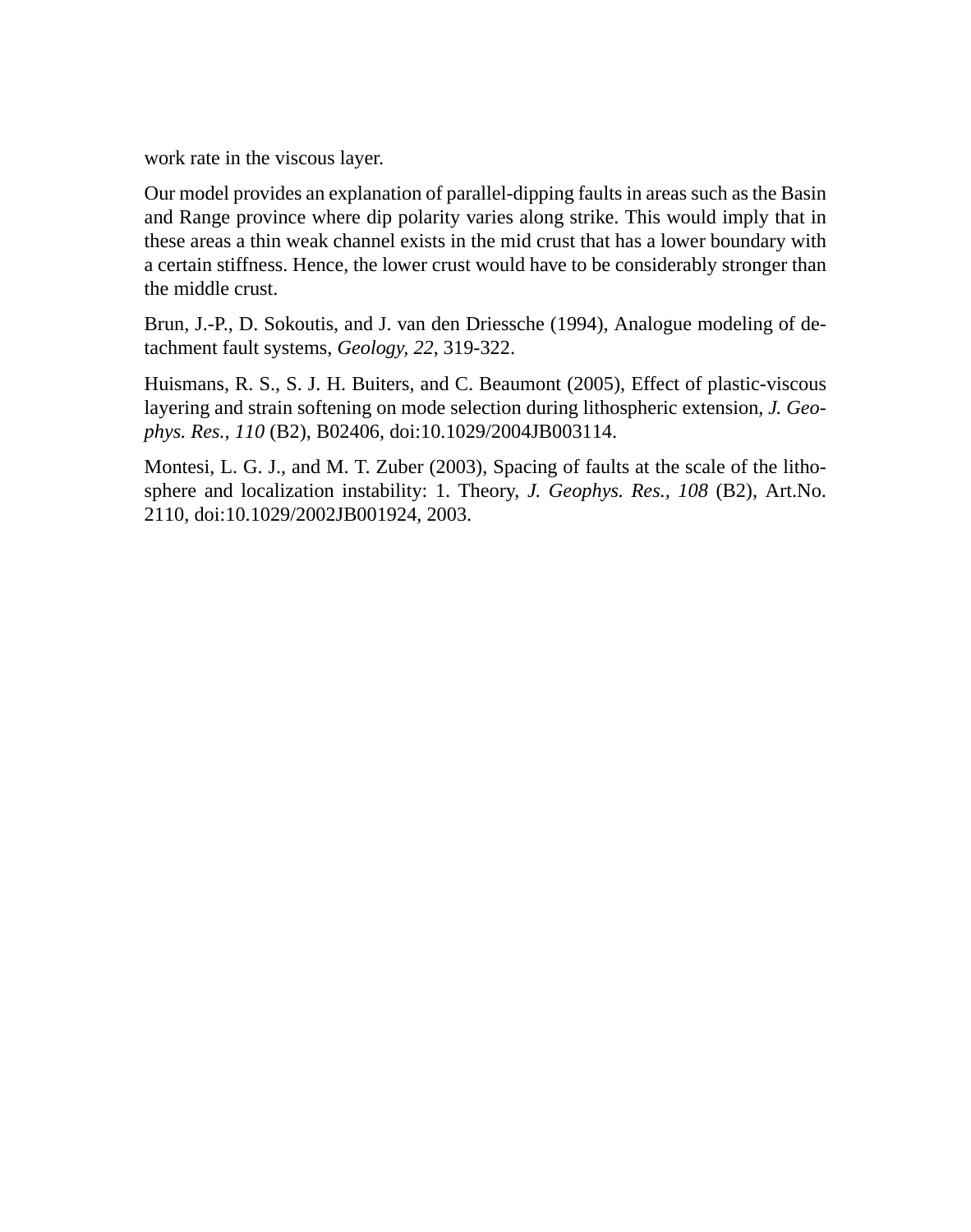work rate in the viscous layer.

Our model provides an explanation of parallel-dipping faults in areas such as the Basin and Range province where dip polarity varies along strike. This would imply that in these areas a thin weak channel exists in the mid crust that has a lower boundary with a certain stiffness. Hence, the lower crust would have to be considerably stronger than the middle crust.

Brun, J.-P., D. Sokoutis, and J. van den Driessche (1994), Analogue modeling of detachment fault systems, *Geology*, *22*, 319-322.

Huismans, R. S., S. J. H. Buiters, and C. Beaumont (2005), Effect of plastic-viscous layering and strain softening on mode selection during lithospheric extension, *J. Geophys. Res.*, *110* (B2), B02406, doi:10.1029/2004JB003114.

Montesi, L. G. J., and M. T. Zuber (2003), Spacing of faults at the scale of the lithosphere and localization instability: 1. Theory, *J. Geophys. Res.*, *108* (B2), Art.No. 2110, doi:10.1029/2002JB001924, 2003.